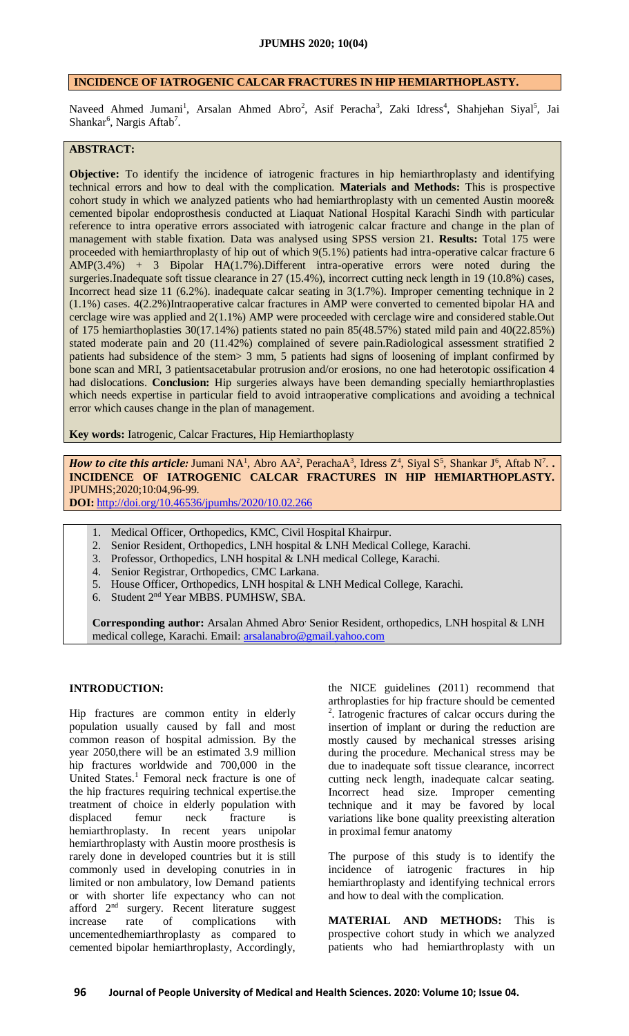# INCIDENCE OF IATROGENIC CALCAR FRACTURES IN HIP HEMIARTHROPLASTY.

Naveed Ahmed Jumani[1], Arsalan Ahmed Abro[2], Asif Peracha[3], Zaki Idress[4], Shahjehan Siyal[5], Jai Shankar[6], Nargis Aftab[7].

## ABSTRACT:

**Objective:** To identify the incidence of iatrogenic fractures in hip hemiarthroplasty and identifying technical errors and how to deal with the complication. **Materials and Methods:** This is prospective cohort study in which we analyzed patients who had hemiarthroplasty with un cemented Austin moore& cemented bipolar endoprosthesis conducted at Liaquat National Hospital Karachi Sindh with particular reference to intra operative errors associated with iatrogenic calcar fracture and change in the plan of management with stable fixation. Data was analysed using SPSS version 21. **Results:** Total 175 were proceeded with hemiarthroplasty of hip out of which 9(5.1%) patients had intra-operative calcar fracture 6 AMP(3.4%) + 3 Bipolar HA(1.7%).Different intra-operative errors were noted during the surgeries.Inadequate soft tissue clearance in 27 (15.4%), incorrect cutting neck length in 19 (10.8%) cases, Incorrect head size 11 (6.2%). inadequate calcar seating in 3(1.7%). Improper cementing technique in 2 (1.1%) cases. 4(2.2%)Intraoperative calcar fractures in AMP were converted to cemented bipolar HA and cerclage wire was applied and 2(1.1%) AMP were proceeded with cerclage wire and considered stable.Out of 175 hemiarthroplasties 30(17.14%) patients stated no pain 85(48.57%) stated mild pain and 40(22.85%) stated moderate pain and 20 (11.42%) complained of severe pain.Radiological assessment stratified 2 patients had subsidence of the stem> 3 mm, 5 patients had signs of loosening of implant confirmed by bone scan and MRI, 3 patientsacetabular protrusion and/or erosions, no one had heterotopic ossification 4 had dislocations. **Conclusion:** Hip surgeries always have been demanding specially hemiarthroplasties which needs expertise in particular field to avoid intraoperative complications and avoiding a technical error which causes change in the plan of management.

**Key words:** Iatrogenic, Calcar Fractures, Hip Hemiarthroplasty

***How to cite this article:*** Jumani NA[1], Abro AA[2], PerachaA[3], Idress Z[4], Siyal S[5], Shankar J[6], Aftab N[7]. . **INCIDENCE OF IATROGENIC CALCAR FRACTURES IN HIP HEMIARTHROPLASTY.** JPUMHS;2020;10:04,96-99.
**DOI:** http://doi.org/10.46536/jpumhs/2020/10.02.266

1. Medical Officer, Orthopedics, KMC, Civil Hospital Khairpur.
2. Senior Resident, Orthopedics, LNH hospital & LNH Medical College, Karachi.
3. Professor, Orthopedics, LNH hospital & LNH medical College, Karachi.
4. Senior Registrar, Orthopedics, CMC Larkana.
5. House Officer, Orthopedics, LNH hospital & LNH Medical College, Karachi.
6. Student 2nd Year MBBS. PUMHSW, SBA.

**Corresponding author:** Arsalan Ahmed Abro Senior Resident, orthopedics, LNH hospital & LNH medical college, Karachi. Email: arsalanabro@gmail.yahoo.com

## INTRODUCTION:

Hip fractures are common entity in elderly population usually caused by fall and most common reason of hospital admission. By the year 2050,there will be an estimated 3.9 million hip fractures worldwide and 700,000 in the United States.[1] Femoral neck fracture is one of the hip fractures requiring technical expertise.the treatment of choice in elderly population with displaced femur neck fracture is hemiarthroplasty. In recent years unipolar hemiarthroplasty with Austin moore prosthesis is rarely done in developed countries but it is still commonly used in developing conutries in in limited or non ambulatory, low Demand patients or with shorter life expectancy who can not afford 2nd surgery. Recent literature suggest increase rate of complications with uncementedhemiarthroplasty as compared to cemented bipolar hemiarthroplasty, Accordingly, the NICE guidelines (2011) recommend that arthroplasties for hip fracture should be cemented [2]. Iatrogenic fractures of calcar occurs during the insertion of implant or during the reduction are mostly caused by mechanical stresses arising during the procedure. Mechanical stress may be due to inadequate soft tissue clearance, incorrect cutting neck length, inadequate calcar seating. Incorrect head size. Improper cementing technique and it may be favored by local variations like bone quality preexisting alteration in proximal femur anatomy

The purpose of this study is to identify the incidence of iatrogenic fractures in hip hemiarthroplasty and identifying technical errors and how to deal with the complication.

**MATERIAL AND METHODS:** This is prospective cohort study in which we analyzed patients who had hemiarthroplasty with un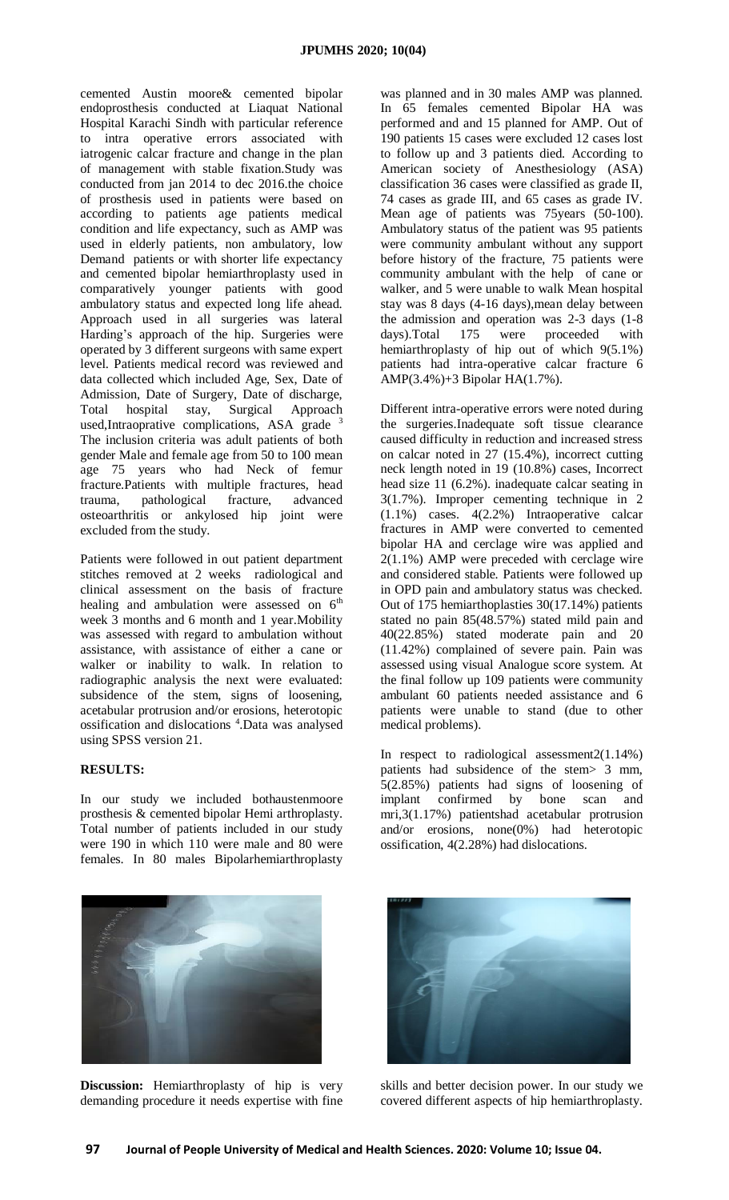cemented Austin moore& cemented bipolar endoprosthesis conducted at Liaquat National Hospital Karachi Sindh with particular reference to intra operative errors associated with iatrogenic calcar fracture and change in the plan of management with stable fixation.Study was conducted from jan 2014 to dec 2016.the choice of prosthesis used in patients were based on according to patients age patients medical condition and life expectancy, such as AMP was used in elderly patients, non ambulatory, low Demand patients or with shorter life expectancy and cemented bipolar hemiarthroplasty used in comparatively younger patients with good ambulatory status and expected long life ahead. Approach used in all surgeries was lateral Harding's approach of the hip. Surgeries were operated by 3 different surgeons with same expert level. Patients medical record was reviewed and data collected which included Age, Sex, Date of Admission, Date of Surgery, Date of discharge, Total hospital stay, Surgical Approach used,Intraoprative complications, ASA grade [3] The inclusion criteria was adult patients of both gender Male and female age from 50 to 100 mean age 75 years who had Neck of femur fracture.Patients with multiple fractures, head trauma, pathological fracture, advanced osteoarthritis or ankylosed hip joint were excluded from the study.

Patients were followed in out patient department stitches removed at 2 weeks radiological and clinical assessment on the basis of fracture healing and ambulation were assessed on 6th week 3 months and 6 month and 1 year.Mobility was assessed with regard to ambulation without assistance, with assistance of either a cane or walker or inability to walk. In relation to radiographic analysis the next were evaluated: subsidence of the stem, signs of loosening, acetabular protrusion and/or erosions, heterotopic ossification and dislocations [4].Data was analysed using SPSS version 21.

**RESULTS:**

In our study we included bothaustenmoore prosthesis & cemented bipolar Hemi arthroplasty. Total number of patients included in our study were 190 in which 110 were male and 80 were females. In 80 males Bipolarhemiarthroplasty was planned and in 30 males AMP was planned. In 65 females cemented Bipolar HA was performed and and 15 planned for AMP. Out of 190 patients 15 cases were excluded 12 cases lost to follow up and 3 patients died. According to American society of Anesthesiology (ASA) classification 36 cases were classified as grade II, 74 cases as grade III, and 65 cases as grade IV. Mean age of patients was 75years (50-100). Ambulatory status of the patient was 95 patients were community ambulant without any support before history of the fracture, 75 patients were community ambulant with the help of cane or walker, and 5 were unable to walk Mean hospital stay was 8 days (4-16 days),mean delay between the admission and operation was 2-3 days (1-8 days).Total 175 were proceeded with hemiarthroplasty of hip out of which 9(5.1%) patients had intra-operative calcar fracture 6 AMP(3.4%)+3 Bipolar HA(1.7%).

Different intra-operative errors were noted during the surgeries.Inadequate soft tissue clearance caused difficulty in reduction and increased stress on calcar noted in 27 (15.4%), incorrect cutting neck length noted in 19 (10.8%) cases, Incorrect head size 11 (6.2%). inadequate calcar seating in 3(1.7%). Improper cementing technique in 2 (1.1%) cases. 4(2.2%) Intraoperative calcar fractures in AMP were converted to cemented bipolar HA and cerclage wire was applied and 2(1.1%) AMP were preceded with cerclage wire and considered stable. Patients were followed up in OPD pain and ambulatory status was checked. Out of 175 hemiarthoplasties 30(17.14%) patients stated no pain 85(48.57%) stated mild pain and 40(22.85%) stated moderate pain and 20 (11.42%) complained of severe pain. Pain was assessed using visual Analogue score system. At the final follow up 109 patients were community ambulant 60 patients needed assistance and 6 patients were unable to stand (due to other medical problems).

In respect to radiological assessment2(1.14%) patients had subsidence of the stem> 3 mm, 5(2.85%) patients had signs of loosening of implant confirmed by bone scan and mri,3(1.17%) patientshad acetabular protrusion and/or erosions, none(0%) had heterotopic ossification, 4(2.28%) had dislocations.

**Discussion:** Hemiarthroplasty of hip is very demanding procedure it needs expertise with fine skills and better decision power. In our study we covered different aspects of hip hemiarthroplasty.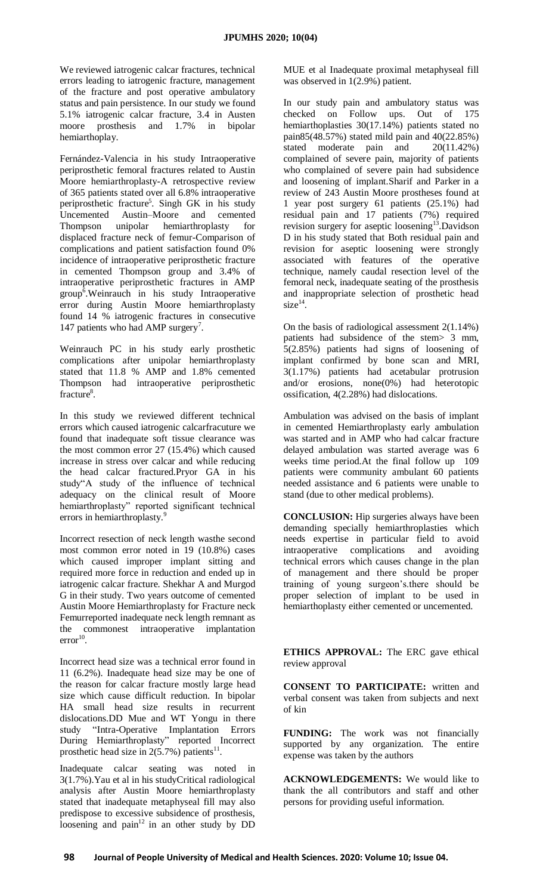We reviewed iatrogenic calcar fractures, technical errors leading to iatrogenic fracture, management of the fracture and post operative ambulatory status and pain persistence. In our study we found 5.1% iatrogenic calcar fracture, 3.4 in Austen moore prosthesis and 1.7% in bipolar hemiarthoplay.

Fernández-Valencia in his study Intraoperative periprosthetic femoral fractures related to Austin Moore hemiarthroplasty-A retrospective review of 365 patients stated over all 6.8% intraoperative periprosthetic fracture[5]. Singh GK in his study Uncemented Austin–Moore and cemented Thompson unipolar hemiarthroplasty for displaced fracture neck of femur-Comparison of complications and patient satisfaction found 0% incidence of intraoperative periprosthetic fracture in cemented Thompson group and 3.4% of intraoperative periprosthetic fractures in AMP group[6].Weinrauch in his study Intraoperative error during Austin Moore hemiarthroplasty found 14 % iatrogenic fractures in consecutive 147 patients who had AMP surgery[7].

Weinrauch PC in his study early prosthetic complications after unipolar hemiarthroplasty stated that 11.8 % AMP and 1.8% cemented Thompson had intraoperative periprosthetic fracture[8].

In this study we reviewed different technical errors which caused iatrogenic calcarfracuture we found that inadequate soft tissue clearance was the most common error 27 (15.4%) which caused increase in stress over calcar and while reducing the head calcar fractured.Pryor GA in his study"A study of the influence of technical adequacy on the clinical result of Moore hemiarthroplasty" reported significant technical errors in hemiarthroplasty.[9]

Incorrect resection of neck length wasthe second most common error noted in 19 (10.8%) cases which caused improper implant sitting and required more force in reduction and ended up in iatrogenic calcar fracture. Shekhar A and Murgod G in their study. Two years outcome of cemented Austin Moore Hemiarthroplasty for Fracture neck Femurreported inadequate neck length remnant as the commonest intraoperative implantation error[10].

Incorrect head size was a technical error found in 11 (6.2%). Inadequate head size may be one of the reason for calcar fracture mostly large head size which cause difficult reduction. In bipolar HA small head size results in recurrent dislocations.DD Mue and WT Yongu in there study "Intra-Operative Implantation Errors During Hemiarthroplasty" reported Incorrect prosthetic head size in 2(5.7%) patients[11].

Inadequate calcar seating was noted in 3(1.7%).Yau et al in his studyCritical radiological analysis after Austin Moore hemiarthroplasty stated that inadequate metaphyseal fill may also predispose to excessive subsidence of prosthesis, loosening and pain[12] in an other study by DD MUE et al Inadequate proximal metaphyseal fill was observed in 1(2.9%) patient.

In our study pain and ambulatory status was checked on Follow ups. Out of 175 hemiarthroplasties 30(17.14%) patients stated no pain85(48.57%) stated mild pain and 40(22.85%) stated moderate pain and 20(11.42%) complained of severe pain, majority of patients who complained of severe pain had subsidence and loosening of implant.Sharif and Parker in a review of 243 Austin Moore prostheses found at 1 year post surgery 61 patients (25.1%) had residual pain and 17 patients (7%) required revision surgery for aseptic loosening[13].Davidson D in his study stated that Both residual pain and revision for aseptic loosening were strongly associated with features of the operative technique, namely caudal resection level of the femoral neck, inadequate seating of the prosthesis and inappropriate selection of prosthetic head size[14].

On the basis of radiological assessment 2(1.14%) patients had subsidence of the stem> 3 mm, 5(2.85%) patients had signs of loosening of implant confirmed by bone scan and MRI, 3(1.17%) patients had acetabular protrusion and/or erosions, none(0%) had heterotopic ossification, 4(2.28%) had dislocations.

Ambulation was advised on the basis of implant in cemented Hemiarthroplasty early ambulation was started and in AMP who had calcar fracture delayed ambulation was started average was 6 weeks time period.At the final follow up 109 patients were community ambulant 60 patients needed assistance and 6 patients were unable to stand (due to other medical problems).

**CONCLUSION:** Hip surgeries always have been demanding specially hemiarthroplasties which needs expertise in particular field to avoid intraoperative complications and avoiding technical errors which causes change in the plan of management and there should be proper training of young surgeon's.there should be proper selection of implant to be used in hemiarthoplasty either cemented or uncemented.

**ETHICS APPROVAL:** The ERC gave ethical review approval

**CONSENT TO PARTICIPATE:** written and verbal consent was taken from subjects and next of kin

**FUNDING:** The work was not financially supported by any organization. The entire expense was taken by the authors

**ACKNOWLEDGEMENTS:** We would like to thank the all contributors and staff and other persons for providing useful information.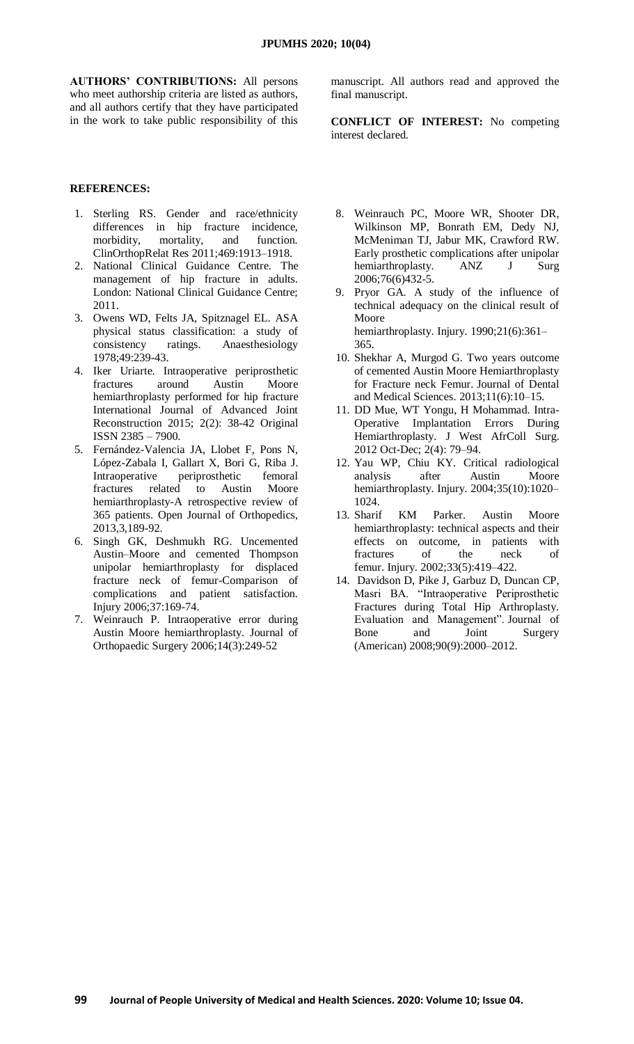**AUTHORS' CONTRIBUTIONS:** All persons who meet authorship criteria are listed as authors, and all authors certify that they have participated in the work to take public responsibility of this manuscript. All authors read and approved the final manuscript.

**CONFLICT OF INTEREST:** No competing interest declared.

**REFERENCES:**

1. Sterling RS. Gender and race/ethnicity differences in hip fracture incidence, morbidity, mortality, and function. ClinOrthopRelat Res 2011;469:1913–1918.
2. National Clinical Guidance Centre. The management of hip fracture in adults. London: National Clinical Guidance Centre; 2011.
3. Owens WD, Felts JA, Spitznagel EL. ASA physical status classification: a study of consistency ratings. Anaesthesiology 1978;49:239-43.
4. Iker Uriarte. Intraoperative periprosthetic fractures around Austin Moore hemiarthroplasty performed for hip fracture International Journal of Advanced Joint Reconstruction 2015; 2(2): 38-42 Original ISSN 2385 – 7900.
5. Fernández-Valencia JA, Llobet F, Pons N, López-Zabala I, Gallart X, Bori G, Riba J. Intraoperative periprosthetic femoral fractures related to Austin Moore hemiarthroplasty-A retrospective review of 365 patients. Open Journal of Orthopedics, 2013,3,189-92.
6. Singh GK, Deshmukh RG. Uncemented Austin–Moore and cemented Thompson unipolar hemiarthroplasty for displaced fracture neck of femur-Comparison of complications and patient satisfaction. Injury 2006;37:169-74.
7. Weinrauch P. Intraoperative error during Austin Moore hemiarthroplasty. Journal of Orthopaedic Surgery 2006;14(3):249-52
8. Weinrauch PC, Moore WR, Shooter DR, Wilkinson MP, Bonrath EM, Dedy NJ, McMeniman TJ, Jabur MK, Crawford RW. Early prosthetic complications after unipolar hemiarthroplasty. ANZ J Surg 2006;76(6)432-5.
9. Pryor GA. A study of the influence of technical adequacy on the clinical result of Moore hemiarthroplasty. Injury. 1990;21(6):361–365.
10. Shekhar A, Murgod G. Two years outcome of cemented Austin Moore Hemiarthroplasty for Fracture neck Femur. Journal of Dental and Medical Sciences. 2013;11(6):10–15.
11. DD Mue, WT Yongu, H Mohammad. Intra-Operative Implantation Errors During Hemiarthroplasty. J West AfrColl Surg. 2012 Oct-Dec; 2(4): 79–94.
12. Yau WP, Chiu KY. Critical radiological analysis after Austin Moore hemiarthroplasty. Injury. 2004;35(10):1020–1024.
13. Sharif KM Parker. Austin Moore hemiarthroplasty: technical aspects and their effects on outcome, in patients with fractures of the neck of femur. Injury. 2002;33(5):419–422.
14. Davidson D, Pike J, Garbuz D, Duncan CP, Masri BA. "Intraoperative Periprosthetic Fractures during Total Hip Arthroplasty. Evaluation and Management". Journal of Bone and Joint Surgery (American) 2008;90(9):2000–2012.